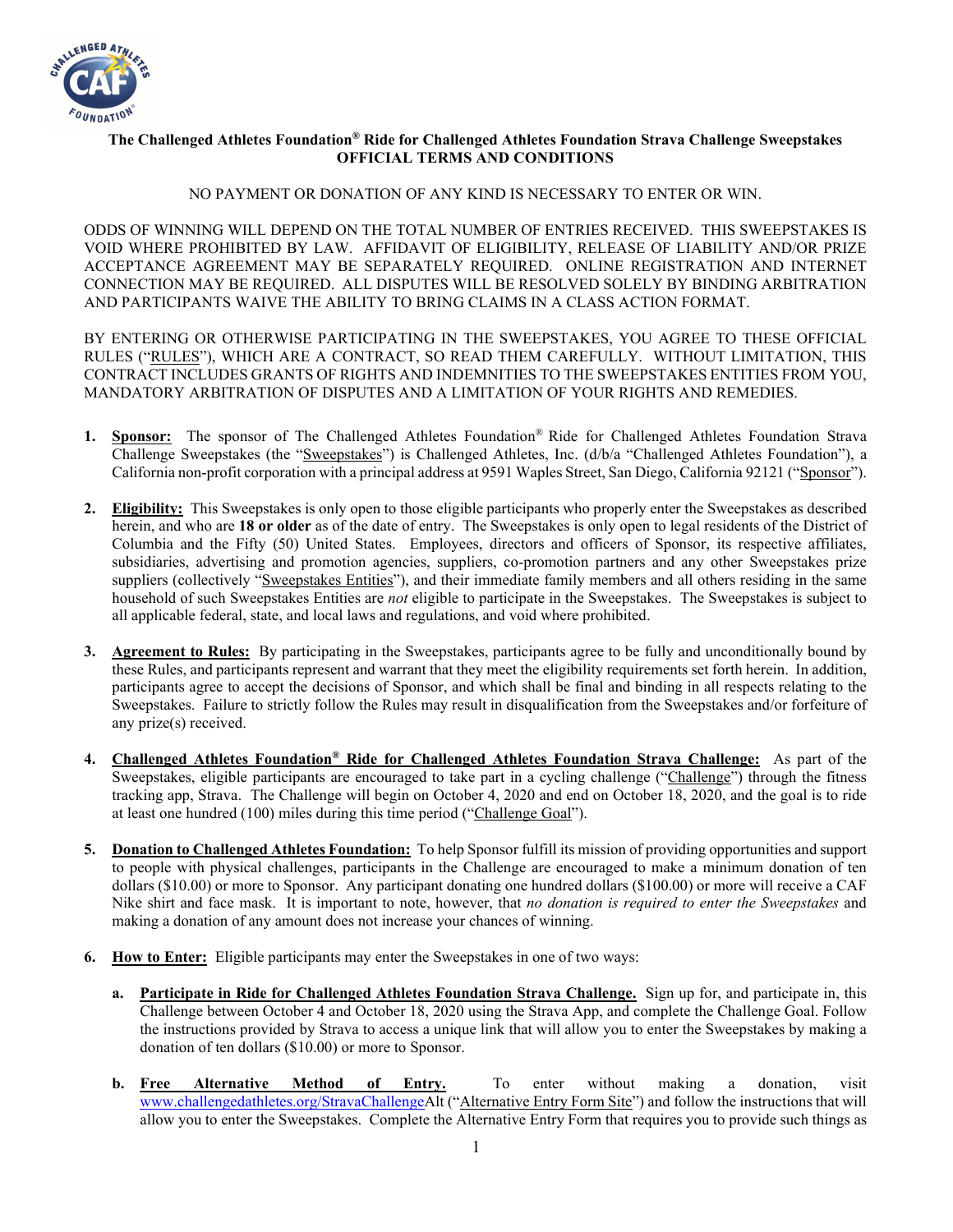**The Challenged Athletes Foundation® Ride for Challenged Athletes Foundation Strava Challenge Sweepstakes**
**OFFICIAL TERMS AND CONDITIONS**

NO PAYMENT OR DONATION OF ANY KIND IS NECESSARY TO ENTER OR WIN.

ODDS OF WINNING WILL DEPEND ON THE TOTAL NUMBER OF ENTRIES RECEIVED. THIS SWEEPSTAKES IS VOID WHERE PROHIBITED BY LAW. AFFIDAVIT OF ELIGIBILITY, RELEASE OF LIABILITY AND/OR PRIZE ACCEPTANCE AGREEMENT MAY BE SEPARATELY REQUIRED. ONLINE REGISTRATION AND INTERNET CONNECTION MAY BE REQUIRED. ALL DISPUTES WILL BE RESOLVED SOLELY BY BINDING ARBITRATION AND PARTICIPANTS WAIVE THE ABILITY TO BRING CLAIMS IN A CLASS ACTION FORMAT.

BY ENTERING OR OTHERWISE PARTICIPATING IN THE SWEEPSTAKES, YOU AGREE TO THESE OFFICIAL RULES ("RULES"), WHICH ARE A CONTRACT, SO READ THEM CAREFULLY. WITHOUT LIMITATION, THIS CONTRACT INCLUDES GRANTS OF RIGHTS AND INDEMNITIES TO THE SWEEPSTAKES ENTITIES FROM YOU, MANDATORY ARBITRATION OF DISPUTES AND A LIMITATION OF YOUR RIGHTS AND REMEDIES.

1. **Sponsor:** The sponsor of The Challenged Athletes Foundation® Ride for Challenged Athletes Foundation Strava Challenge Sweepstakes (the "Sweepstakes") is Challenged Athletes, Inc. (d/b/a "Challenged Athletes Foundation"), a California non-profit corporation with a principal address at 9591 Waples Street, San Diego, California 92121 ("Sponsor").

2. **Eligibility:** This Sweepstakes is only open to those eligible participants who properly enter the Sweepstakes as described herein, and who are **18 or older** as of the date of entry. The Sweepstakes is only open to legal residents of the District of Columbia and the Fifty (50) United States. Employees, directors and officers of Sponsor, its respective affiliates, subsidiaries, advertising and promotion agencies, suppliers, co-promotion partners and any other Sweepstakes prize suppliers (collectively "Sweepstakes Entities"), and their immediate family members and all others residing in the same household of such Sweepstakes Entities are *not* eligible to participate in the Sweepstakes. The Sweepstakes is subject to all applicable federal, state, and local laws and regulations, and void where prohibited.

3. **Agreement to Rules:** By participating in the Sweepstakes, participants agree to be fully and unconditionally bound by these Rules, and participants represent and warrant that they meet the eligibility requirements set forth herein. In addition, participants agree to accept the decisions of Sponsor, and which shall be final and binding in all respects relating to the Sweepstakes. Failure to strictly follow the Rules may result in disqualification from the Sweepstakes and/or forfeiture of any prize(s) received.

4. **Challenged Athletes Foundation® Ride for Challenged Athletes Foundation Strava Challenge:** As part of the Sweepstakes, eligible participants are encouraged to take part in a cycling challenge ("Challenge") through the fitness tracking app, Strava. The Challenge will begin on October 4, 2020 and end on October 18, 2020, and the goal is to ride at least one hundred (100) miles during this time period ("Challenge Goal").

5. **Donation to Challenged Athletes Foundation:** To help Sponsor fulfill its mission of providing opportunities and support to people with physical challenges, participants in the Challenge are encouraged to make a minimum donation of ten dollars ($10.00) or more to Sponsor. Any participant donating one hundred dollars ($100.00) or more will receive a CAF Nike shirt and face mask. It is important to note, however, that *no donation is required to enter the Sweepstakes* and making a donation of any amount does not increase your chances of winning.

6. **How to Enter:** Eligible participants may enter the Sweepstakes in one of two ways:

   a. **Participate in Ride for Challenged Athletes Foundation Strava Challenge.** Sign up for, and participate in, this Challenge between October 4 and October 18, 2020 using the Strava App, and complete the Challenge Goal. Follow the instructions provided by Strava to access a unique link that will allow you to enter the Sweepstakes by making a donation of ten dollars ($10.00) or more to Sponsor.

   b. **Free Alternative Method of Entry.** To enter without making a donation, visit www.challengedathletes.org/StravaChallengeAlt ("Alternative Entry Form Site") and follow the instructions that will allow you to enter the Sweepstakes. Complete the Alternative Entry Form that requires you to provide such things as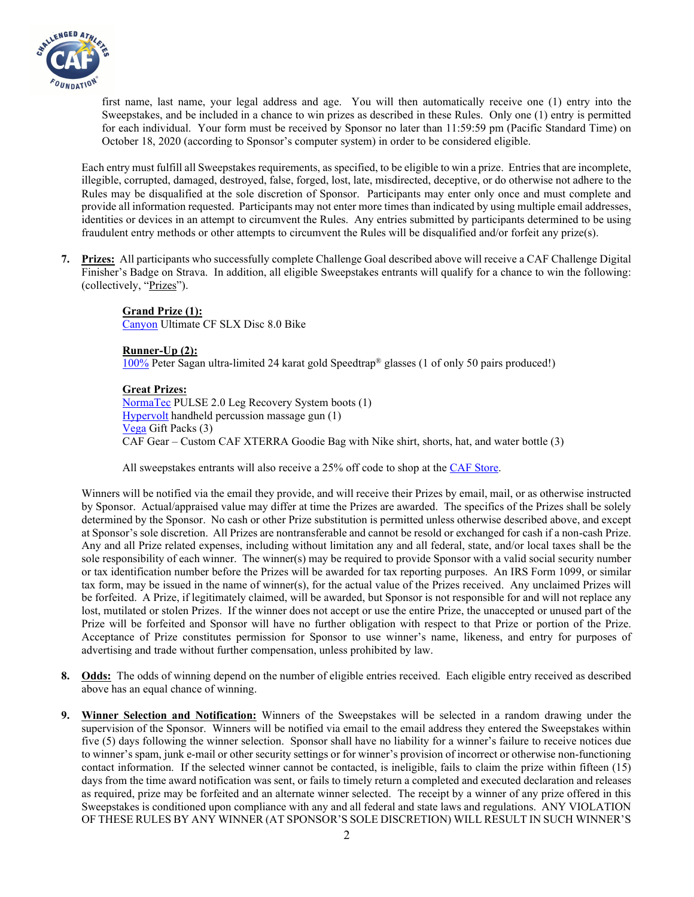first name, last name, your legal address and age. You will then automatically receive one (1) entry into the Sweepstakes, and be included in a chance to win prizes as described in these Rules. Only one (1) entry is permitted for each individual. Your form must be received by Sponsor no later than 11:59:59 pm (Pacific Standard Time) on October 18, 2020 (according to Sponsor's computer system) in order to be considered eligible.

Each entry must fulfill all Sweepstakes requirements, as specified, to be eligible to win a prize. Entries that are incomplete, illegible, corrupted, damaged, destroyed, false, forged, lost, late, misdirected, deceptive, or do otherwise not adhere to the Rules may be disqualified at the sole discretion of Sponsor. Participants may enter only once and must complete and provide all information requested. Participants may not enter more times than indicated by using multiple email addresses, identities or devices in an attempt to circumvent the Rules. Any entries submitted by participants determined to be using fraudulent entry methods or other attempts to circumvent the Rules will be disqualified and/or forfeit any prize(s).

7. **Prizes:** All participants who successfully complete Challenge Goal described above will receive a CAF Challenge Digital Finisher's Badge on Strava. In addition, all eligible Sweepstakes entrants will qualify for a chance to win the following: (collectively, "Prizes").

   **Grand Prize (1):**
   Canyon Ultimate CF SLX Disc 8.0 Bike

   **Runner-Up (2):**
   100% Peter Sagan ultra-limited 24 karat gold Speedtrap® glasses (1 of only 50 pairs produced!)

   **Great Prizes:**
   NormaTec PULSE 2.0 Leg Recovery System boots (1)
   Hypervolt handheld percussion massage gun (1)
   Vega Gift Packs (3)
   CAF Gear – Custom CAF XTERRA Goodie Bag with Nike shirt, shorts, hat, and water bottle (3)

   All sweepstakes entrants will also receive a 25% off code to shop at the CAF Store.

   Winners will be notified via the email they provide, and will receive their Prizes by email, mail, or as otherwise instructed by Sponsor. Actual/appraised value may differ at time the Prizes are awarded. The specifics of the Prizes shall be solely determined by the Sponsor. No cash or other Prize substitution is permitted unless otherwise described above, and except at Sponsor's sole discretion. All Prizes are nontransferable and cannot be resold or exchanged for cash if a non-cash Prize. Any and all Prize related expenses, including without limitation any and all federal, state, and/or local taxes shall be the sole responsibility of each winner. The winner(s) may be required to provide Sponsor with a valid social security number or tax identification number before the Prizes will be awarded for tax reporting purposes. An IRS Form 1099, or similar tax form, may be issued in the name of winner(s), for the actual value of the Prizes received. Any unclaimed Prizes will be forfeited. A Prize, if legitimately claimed, will be awarded, but Sponsor is not responsible for and will not replace any lost, mutilated or stolen Prizes. If the winner does not accept or use the entire Prize, the unaccepted or unused part of the Prize will be forfeited and Sponsor will have no further obligation with respect to that Prize or portion of the Prize. Acceptance of Prize constitutes permission for Sponsor to use winner's name, likeness, and entry for purposes of advertising and trade without further compensation, unless prohibited by law.

8. **Odds:** The odds of winning depend on the number of eligible entries received. Each eligible entry received as described above has an equal chance of winning.

9. **Winner Selection and Notification:** Winners of the Sweepstakes will be selected in a random drawing under the supervision of the Sponsor. Winners will be notified via email to the email address they entered the Sweepstakes within five (5) days following the winner selection. Sponsor shall have no liability for a winner's failure to receive notices due to winner's spam, junk e-mail or other security settings or for winner's provision of incorrect or otherwise non-functioning contact information. If the selected winner cannot be contacted, is ineligible, fails to claim the prize within fifteen (15) days from the time award notification was sent, or fails to timely return a completed and executed declaration and releases as required, prize may be forfeited and an alternate winner selected. The receipt by a winner of any prize offered in this Sweepstakes is conditioned upon compliance with any and all federal and state laws and regulations. ANY VIOLATION OF THESE RULES BY ANY WINNER (AT SPONSOR'S SOLE DISCRETION) WILL RESULT IN SUCH WINNER'S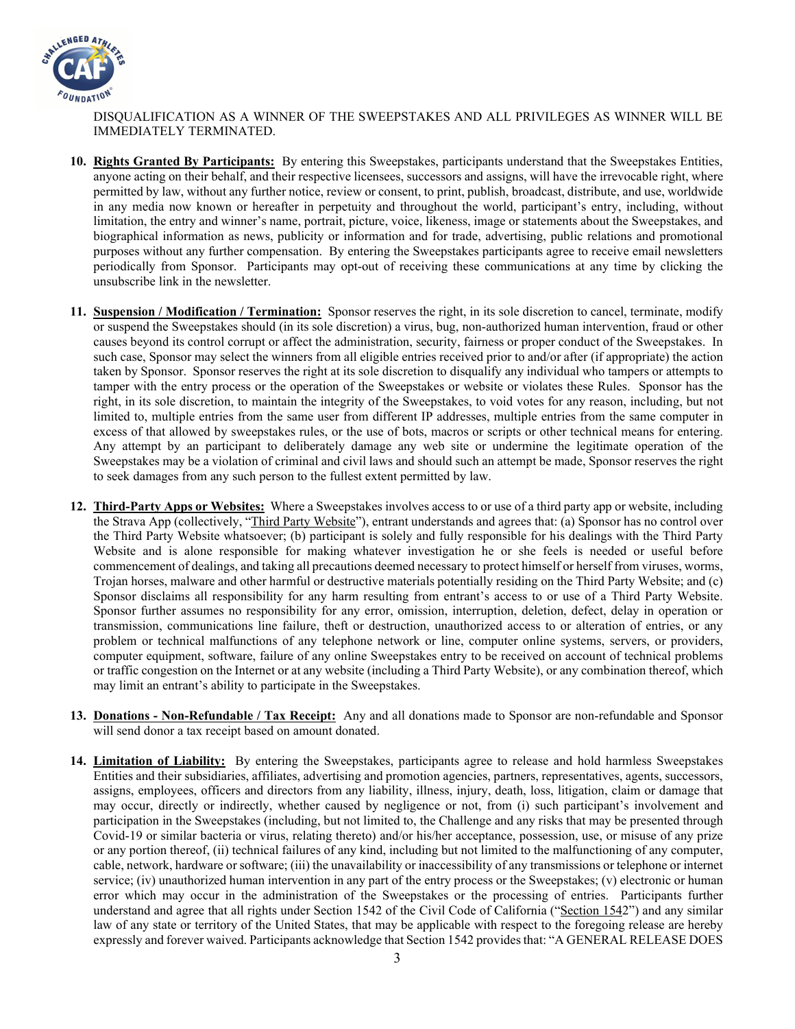DISQUALIFICATION AS A WINNER OF THE SWEEPSTAKES AND ALL PRIVILEGES AS WINNER WILL BE IMMEDIATELY TERMINATED.

10. **Rights Granted By Participants:** By entering this Sweepstakes, participants understand that the Sweepstakes Entities, anyone acting on their behalf, and their respective licensees, successors and assigns, will have the irrevocable right, where permitted by law, without any further notice, review or consent, to print, publish, broadcast, distribute, and use, worldwide in any media now known or hereafter in perpetuity and throughout the world, participant's entry, including, without limitation, the entry and winner's name, portrait, picture, voice, likeness, image or statements about the Sweepstakes, and biographical information as news, publicity or information and for trade, advertising, public relations and promotional purposes without any further compensation. By entering the Sweepstakes participants agree to receive email newsletters periodically from Sponsor. Participants may opt-out of receiving these communications at any time by clicking the unsubscribe link in the newsletter.

11. **Suspension / Modification / Termination:** Sponsor reserves the right, in its sole discretion to cancel, terminate, modify or suspend the Sweepstakes should (in its sole discretion) a virus, bug, non-authorized human intervention, fraud or other causes beyond its control corrupt or affect the administration, security, fairness or proper conduct of the Sweepstakes. In such case, Sponsor may select the winners from all eligible entries received prior to and/or after (if appropriate) the action taken by Sponsor. Sponsor reserves the right at its sole discretion to disqualify any individual who tampers or attempts to tamper with the entry process or the operation of the Sweepstakes or website or violates these Rules. Sponsor has the right, in its sole discretion, to maintain the integrity of the Sweepstakes, to void votes for any reason, including, but not limited to, multiple entries from the same user from different IP addresses, multiple entries from the same computer in excess of that allowed by sweepstakes rules, or the use of bots, macros or scripts or other technical means for entering. Any attempt by an participant to deliberately damage any web site or undermine the legitimate operation of the Sweepstakes may be a violation of criminal and civil laws and should such an attempt be made, Sponsor reserves the right to seek damages from any such person to the fullest extent permitted by law.

12. **Third-Party Apps or Websites:** Where a Sweepstakes involves access to or use of a third party app or website, including the Strava App (collectively, "Third Party Website"), entrant understands and agrees that: (a) Sponsor has no control over the Third Party Website whatsoever; (b) participant is solely and fully responsible for his dealings with the Third Party Website and is alone responsible for making whatever investigation he or she feels is needed or useful before commencement of dealings, and taking all precautions deemed necessary to protect himself or herself from viruses, worms, Trojan horses, malware and other harmful or destructive materials potentially residing on the Third Party Website; and (c) Sponsor disclaims all responsibility for any harm resulting from entrant's access to or use of a Third Party Website. Sponsor further assumes no responsibility for any error, omission, interruption, deletion, defect, delay in operation or transmission, communications line failure, theft or destruction, unauthorized access to or alteration of entries, or any problem or technical malfunctions of any telephone network or line, computer online systems, servers, or providers, computer equipment, software, failure of any online Sweepstakes entry to be received on account of technical problems or traffic congestion on the Internet or at any website (including a Third Party Website), or any combination thereof, which may limit an entrant's ability to participate in the Sweepstakes.

13. **Donations - Non-Refundable / Tax Receipt:** Any and all donations made to Sponsor are non-refundable and Sponsor will send donor a tax receipt based on amount donated.

14. **Limitation of Liability:** By entering the Sweepstakes, participants agree to release and hold harmless Sweepstakes Entities and their subsidiaries, affiliates, advertising and promotion agencies, partners, representatives, agents, successors, assigns, employees, officers and directors from any liability, illness, injury, death, loss, litigation, claim or damage that may occur, directly or indirectly, whether caused by negligence or not, from (i) such participant's involvement and participation in the Sweepstakes (including, but not limited to, the Challenge and any risks that may be presented through Covid-19 or similar bacteria or virus, relating thereto) and/or his/her acceptance, possession, use, or misuse of any prize or any portion thereof, (ii) technical failures of any kind, including but not limited to the malfunctioning of any computer, cable, network, hardware or software; (iii) the unavailability or inaccessibility of any transmissions or telephone or internet service; (iv) unauthorized human intervention in any part of the entry process or the Sweepstakes; (v) electronic or human error which may occur in the administration of the Sweepstakes or the processing of entries. Participants further understand and agree that all rights under Section 1542 of the Civil Code of California ("Section 1542") and any similar law of any state or territory of the United States, that may be applicable with respect to the foregoing release are hereby expressly and forever waived. Participants acknowledge that Section 1542 provides that: "A GENERAL RELEASE DOES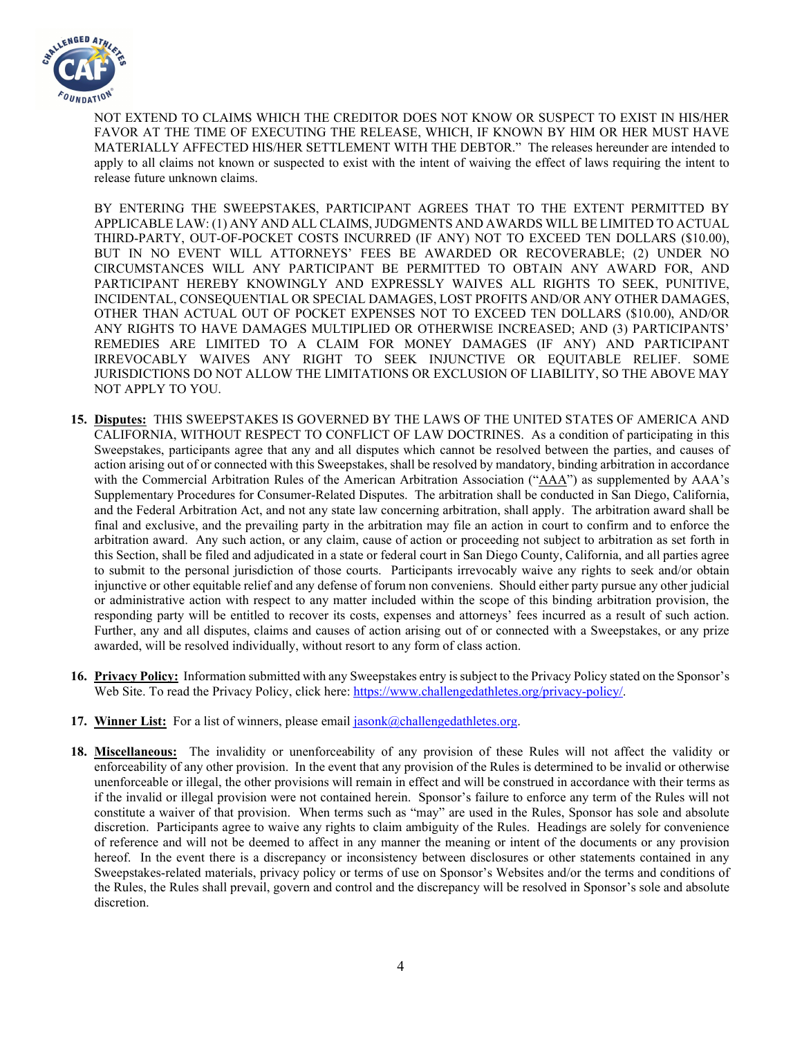NOT EXTEND TO CLAIMS WHICH THE CREDITOR DOES NOT KNOW OR SUSPECT TO EXIST IN HIS/HER FAVOR AT THE TIME OF EXECUTING THE RELEASE, WHICH, IF KNOWN BY HIM OR HER MUST HAVE MATERIALLY AFFECTED HIS/HER SETTLEMENT WITH THE DEBTOR." The releases hereunder are intended to apply to all claims not known or suspected to exist with the intent of waiving the effect of laws requiring the intent to release future unknown claims.

BY ENTERING THE SWEEPSTAKES, PARTICIPANT AGREES THAT TO THE EXTENT PERMITTED BY APPLICABLE LAW: (1) ANY AND ALL CLAIMS, JUDGMENTS AND AWARDS WILL BE LIMITED TO ACTUAL THIRD-PARTY, OUT-OF-POCKET COSTS INCURRED (IF ANY) NOT TO EXCEED TEN DOLLARS ($10.00), BUT IN NO EVENT WILL ATTORNEYS' FEES BE AWARDED OR RECOVERABLE; (2) UNDER NO CIRCUMSTANCES WILL ANY PARTICIPANT BE PERMITTED TO OBTAIN ANY AWARD FOR, AND PARTICIPANT HEREBY KNOWINGLY AND EXPRESSLY WAIVES ALL RIGHTS TO SEEK, PUNITIVE, INCIDENTAL, CONSEQUENTIAL OR SPECIAL DAMAGES, LOST PROFITS AND/OR ANY OTHER DAMAGES, OTHER THAN ACTUAL OUT OF POCKET EXPENSES NOT TO EXCEED TEN DOLLARS ($10.00), AND/OR ANY RIGHTS TO HAVE DAMAGES MULTIPLIED OR OTHERWISE INCREASED; AND (3) PARTICIPANTS' REMEDIES ARE LIMITED TO A CLAIM FOR MONEY DAMAGES (IF ANY) AND PARTICIPANT IRREVOCABLY WAIVES ANY RIGHT TO SEEK INJUNCTIVE OR EQUITABLE RELIEF. SOME JURISDICTIONS DO NOT ALLOW THE LIMITATIONS OR EXCLUSION OF LIABILITY, SO THE ABOVE MAY NOT APPLY TO YOU.

15. **Disputes:** THIS SWEEPSTAKES IS GOVERNED BY THE LAWS OF THE UNITED STATES OF AMERICA AND CALIFORNIA, WITHOUT RESPECT TO CONFLICT OF LAW DOCTRINES. As a condition of participating in this Sweepstakes, participants agree that any and all disputes which cannot be resolved between the parties, and causes of action arising out of or connected with this Sweepstakes, shall be resolved by mandatory, binding arbitration in accordance with the Commercial Arbitration Rules of the American Arbitration Association ("AAA") as supplemented by AAA's Supplementary Procedures for Consumer-Related Disputes. The arbitration shall be conducted in San Diego, California, and the Federal Arbitration Act, and not any state law concerning arbitration, shall apply. The arbitration award shall be final and exclusive, and the prevailing party in the arbitration may file an action in court to confirm and to enforce the arbitration award. Any such action, or any claim, cause of action or proceeding not subject to arbitration as set forth in this Section, shall be filed and adjudicated in a state or federal court in San Diego County, California, and all parties agree to submit to the personal jurisdiction of those courts. Participants irrevocably waive any rights to seek and/or obtain injunctive or other equitable relief and any defense of forum non conveniens. Should either party pursue any other judicial or administrative action with respect to any matter included within the scope of this binding arbitration provision, the responding party will be entitled to recover its costs, expenses and attorneys' fees incurred as a result of such action. Further, any and all disputes, claims and causes of action arising out of or connected with a Sweepstakes, or any prize awarded, will be resolved individually, without resort to any form of class action.

16. **Privacy Policy:** Information submitted with any Sweepstakes entry is subject to the Privacy Policy stated on the Sponsor's Web Site. To read the Privacy Policy, click here: https://www.challengedathletes.org/privacy-policy/.

17. **Winner List:** For a list of winners, please email jasonk@challengedathletes.org.

18. **Miscellaneous:** The invalidity or unenforceability of any provision of these Rules will not affect the validity or enforceability of any other provision. In the event that any provision of the Rules is determined to be invalid or otherwise unenforceable or illegal, the other provisions will remain in effect and will be construed in accordance with their terms as if the invalid or illegal provision were not contained herein. Sponsor's failure to enforce any term of the Rules will not constitute a waiver of that provision. When terms such as "may" are used in the Rules, Sponsor has sole and absolute discretion. Participants agree to waive any rights to claim ambiguity of the Rules. Headings are solely for convenience of reference and will not be deemed to affect in any manner the meaning or intent of the documents or any provision hereof. In the event there is a discrepancy or inconsistency between disclosures or other statements contained in any Sweepstakes-related materials, privacy policy or terms of use on Sponsor's Websites and/or the terms and conditions of the Rules, the Rules shall prevail, govern and control and the discrepancy will be resolved in Sponsor's sole and absolute discretion.